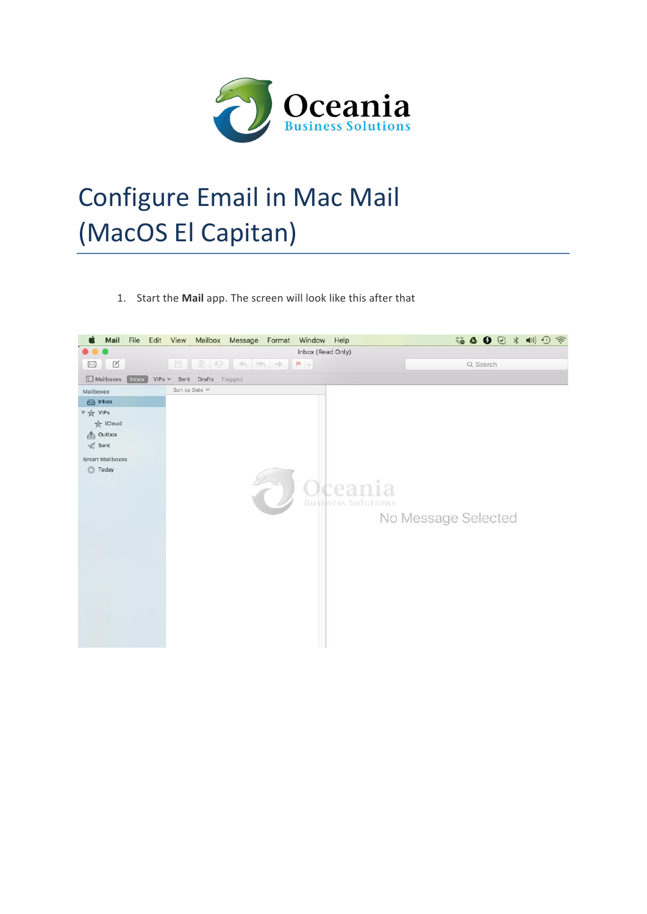# Configure Email in Mac Mail (MacOS El Capitan)

1. Start the **Mail** app. The screen will look like this after that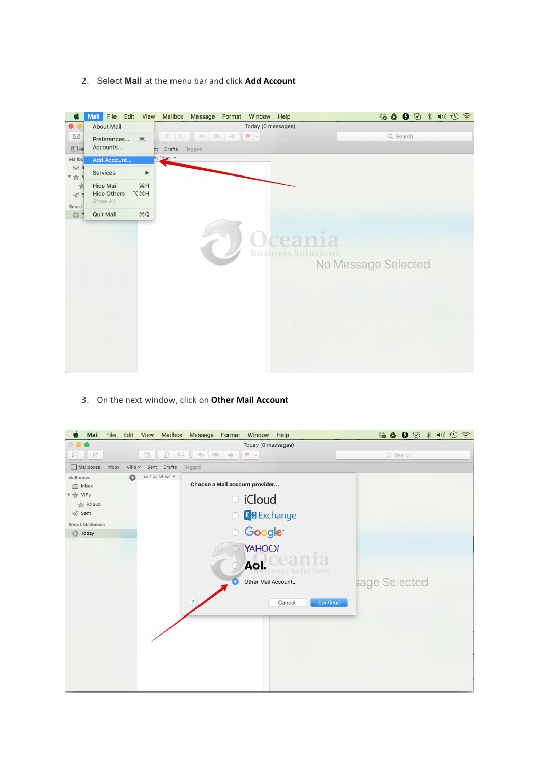2. Select **Mail** at the menu bar and click **Add Account**

3. On the next window, click on **Other Mail Account**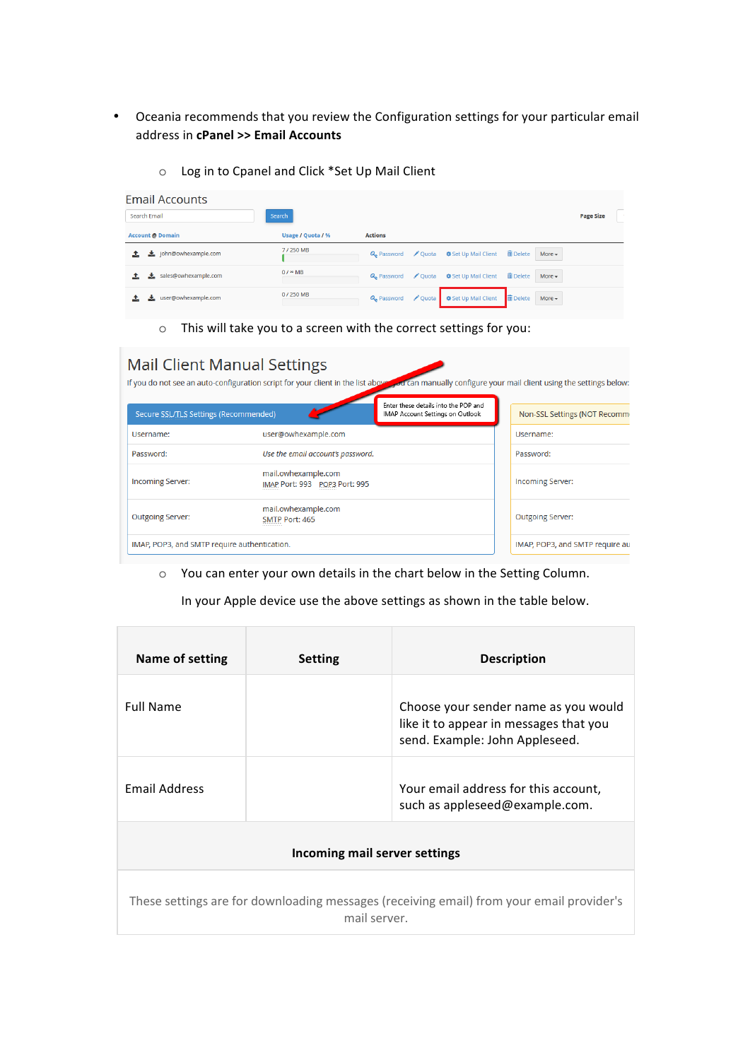- Oceania recommends that you review the Configuration settings for your particular email address in **cPanel >> Email Accounts**
  - Log in to Cpanel and Click *Set Up Mail Client

Email Accounts

| Account @ Domain | Usage / Quota / % | Actions |
|---|---|---|
| john@owhexample.com | 7 / 250 MB | Password Quota Set Up Mail Client Delete More |
| sales@owhexample.com | 0 / ∞ MB | Password Quota Set Up Mail Client Delete More |
| user@owhexample.com | 0 / 250 MB | Password Quota Set Up Mail Client Delete More |

  - This will take you to a screen with the correct settings for you:

Mail Client Manual Settings

If you do not see an auto-configuration script for your client in the list above, you can manually configure your mail client using the settings below:

Enter these details into the POP and IMAP Account Settings on Outlook

| Secure SSL/TLS Settings (Recommended) | |
|---|---|
| Username: | user@owhexample.com |
| Password: | *Use the email account's password.* |
| Incoming Server: | mail.owhexample.com IMAP Port: 993 POP3 Port: 995 |
| Outgoing Server: | mail.owhexample.com SMTP Port: 465 |
| IMAP, POP3, and SMTP require authentication. | |

| Non-SSL Settings (NOT Recomm |
|---|
| Username: |
| Password: |
| Incoming Server: |
| Outgoing Server: |
| IMAP, POP3, and SMTP require au |

  - You can enter your own details in the chart below in the Setting Column.

    In your Apple device use the above settings as shown in the table below.

| Name of setting | Setting | Description |
|---|---|---|
| Full Name | | Choose your sender name as you would like it to appear in messages that you send. Example: John Appleseed. |
| Email Address | | Your email address for this account, such as appleseed@example.com. |
| **Incoming mail server settings** | | |
| These settings are for downloading messages (receiving email) from your email provider's mail server. | | |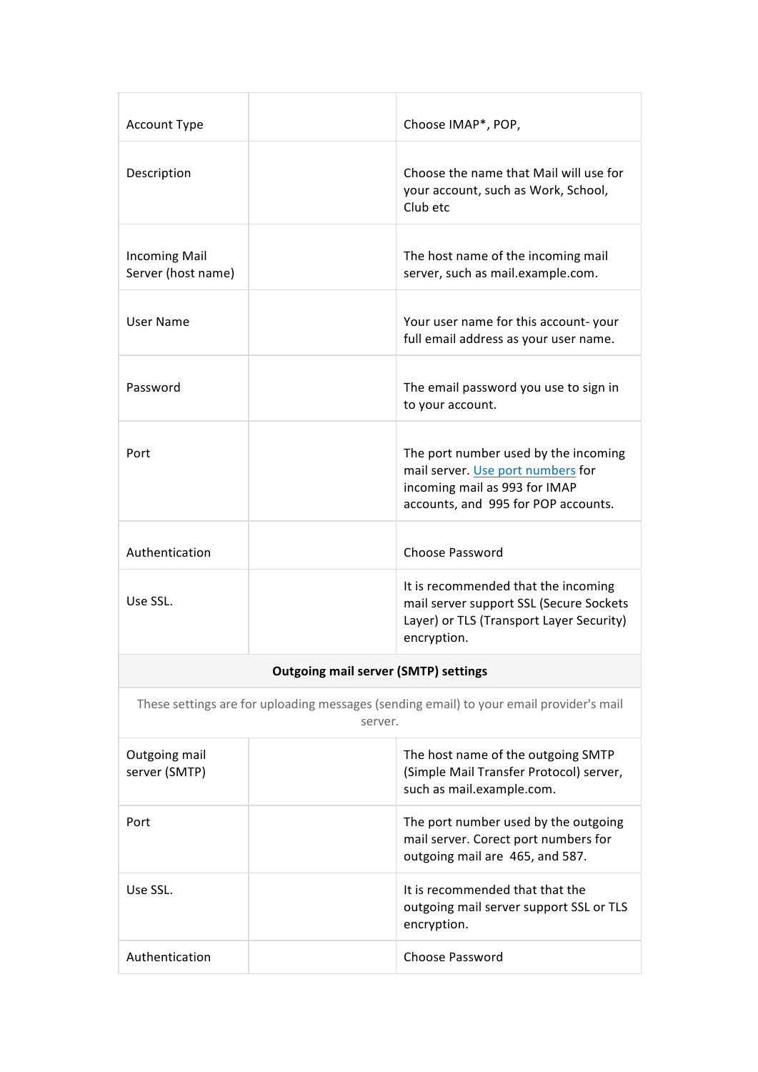| | | |
|---|---|---|
| Account Type | | Choose IMAP*, POP, |
| Description | | Choose the name that Mail will use for your account, such as Work, School, Club etc |
| Incoming Mail Server (host name) | | The host name of the incoming mail server, such as mail.example.com. |
| User Name | | Your user name for this account- your full email address as your user name. |
| Password | | The email password you use to sign in to your account. |
| Port | | The port number used by the incoming mail server. Use port numbers for incoming mail as 993 for IMAP accounts, and 995 for POP accounts. |
| Authentication | | Choose Password |
| Use SSL. | | It is recommended that the incoming mail server support SSL (Secure Sockets Layer) or TLS (Transport Layer Security) encryption. |
| **Outgoing mail server (SMTP) settings** | | |
| These settings are for uploading messages (sending email) to your email provider's mail server. | | |
| Outgoing mail server (SMTP) | | The host name of the outgoing SMTP (Simple Mail Transfer Protocol) server, such as mail.example.com. |
| Port | | The port number used by the outgoing mail server. Corect port numbers for outgoing mail are 465, and 587. |
| Use SSL. | | It is recommended that that the outgoing mail server support SSL or TLS encryption. |
| Authentication | | Choose Password |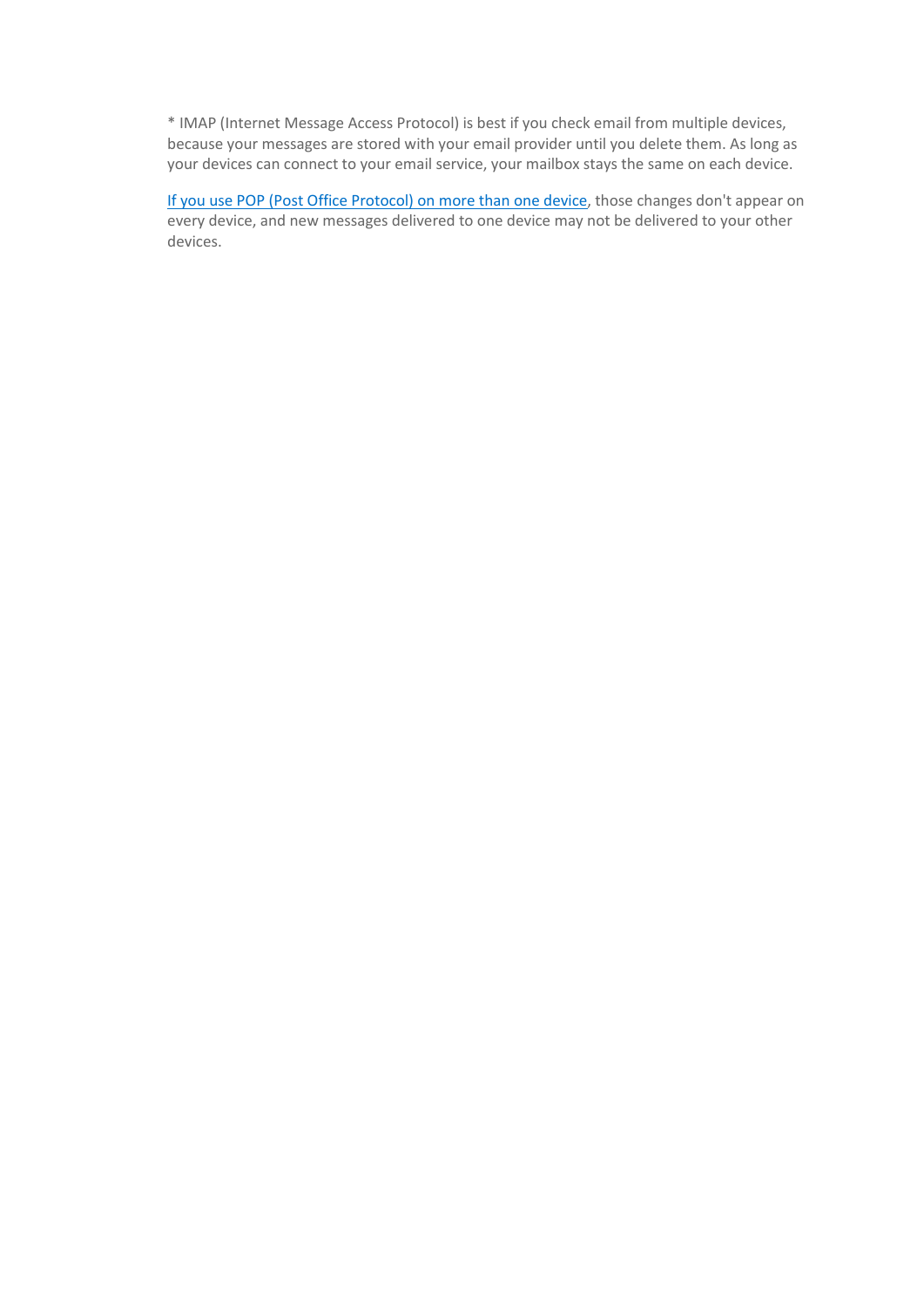* IMAP (Internet Message Access Protocol) is best if you check email from multiple devices, because your messages are stored with your email provider until you delete them. As long as your devices can connect to your email service, your mailbox stays the same on each device.

If you use POP (Post Office Protocol) on more than one device, those changes don't appear on every device, and new messages delivered to one device may not be delivered to your other devices.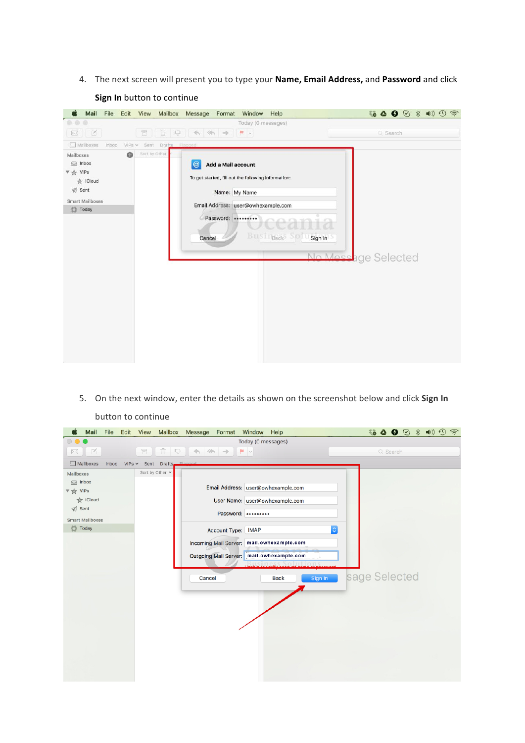4. The next screen will present you to type your **Name, Email Address,** and **Password** and click **Sign In** button to continue

5. On the next window, enter the details as shown on the screenshot below and click **Sign In** button to continue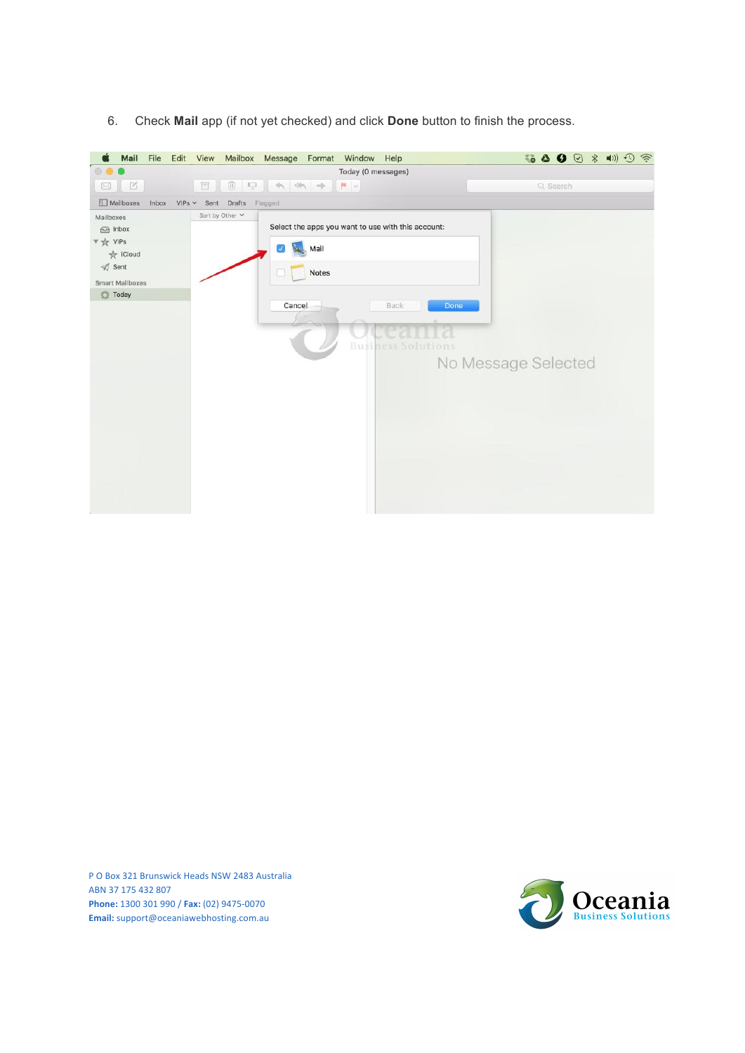6. Check **Mail** app (if not yet checked) and click **Done** button to finish the process.